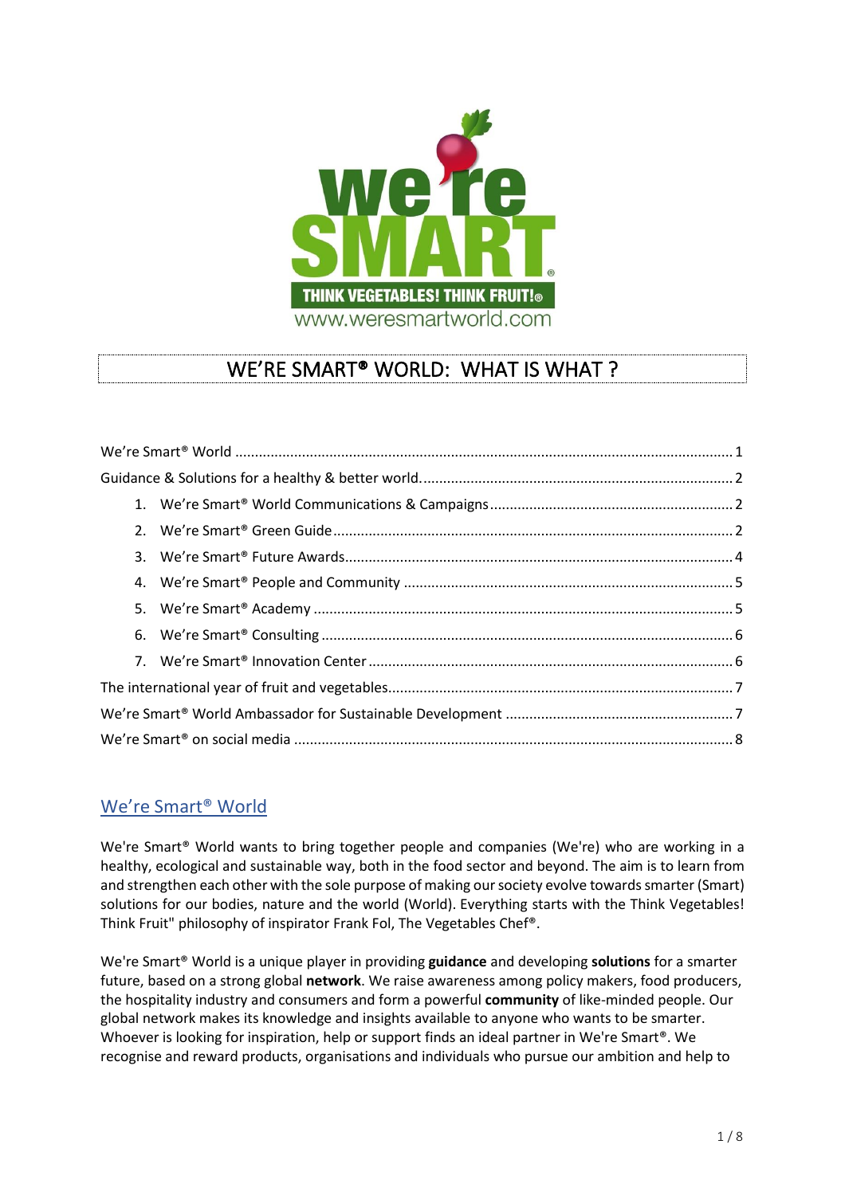# WE'RE SMART® WORLD: WHAT IS WHAT ?

We're Smart® World ........................................................................................................... 1

Guidance & Solutions for a healthy & better world........................................................................... 2

1. We're Smart® World Communications & Campaigns ........................................................... 2
2. We're Smart® Green Guide ................................................................................................. 2
3. We're Smart® Future Awards .............................................................................................. 4
4. We're Smart® People and Community ................................................................................ 5
5. We're Smart® Academy ...................................................................................................... 5
6. We're Smart® Consulting .................................................................................................... 6
7. We're Smart® Innovation Center ......................................................................................... 6

The international year of fruit and vegetables..................................................................................... 7

We're Smart® World Ambassador for Sustainable Development ...................................................... 7

We're Smart® on social media ............................................................................................................ 8

## We're Smart® World

We're Smart® World wants to bring together people and companies (We're) who are working in a healthy, ecological and sustainable way, both in the food sector and beyond. The aim is to learn from and strengthen each other with the sole purpose of making our society evolve towards smarter (Smart) solutions for our bodies, nature and the world (World). Everything starts with the Think Vegetables! Think Fruit" philosophy of inspirator Frank Fol, The Vegetables Chef®.

We're Smart® World is a unique player in providing **guidance** and developing **solutions** for a smarter future, based on a strong global **network**. We raise awareness among policy makers, food producers, the hospitality industry and consumers and form a powerful **community** of like-minded people. Our global network makes its knowledge and insights available to anyone who wants to be smarter. Whoever is looking for inspiration, help or support finds an ideal partner in We're Smart®. We recognise and reward products, organisations and individuals who pursue our ambition and help to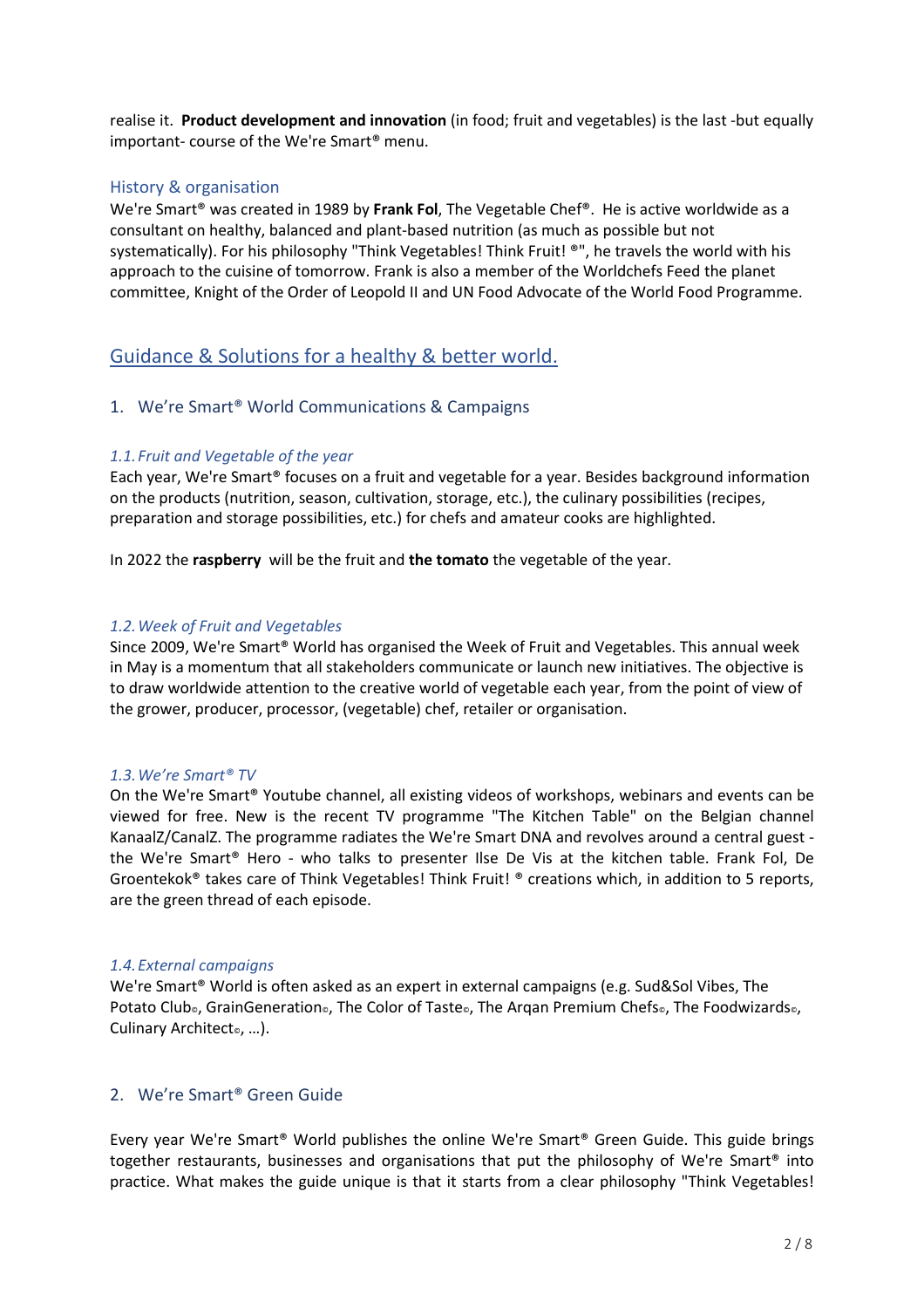realise it. **Product development and innovation** (in food; fruit and vegetables) is the last -but equally important- course of the We're Smart® menu.

### History & organisation

We're Smart® was created in 1989 by **Frank Fol**, The Vegetable Chef®. He is active worldwide as a consultant on healthy, balanced and plant-based nutrition (as much as possible but not systematically). For his philosophy "Think Vegetables! Think Fruit! ®", he travels the world with his approach to the cuisine of tomorrow. Frank is also a member of the Worldchefs Feed the planet committee, Knight of the Order of Leopold II and UN Food Advocate of the World Food Programme.

## Guidance & Solutions for a healthy & better world.

### 1. We're Smart® World Communications & Campaigns

#### *1.1. Fruit and Vegetable of the year*

Each year, We're Smart® focuses on a fruit and vegetable for a year. Besides background information on the products (nutrition, season, cultivation, storage, etc.), the culinary possibilities (recipes, preparation and storage possibilities, etc.) for chefs and amateur cooks are highlighted.

In 2022 the **raspberry** will be the fruit and **the tomato** the vegetable of the year.

#### *1.2. Week of Fruit and Vegetables*

Since 2009, We're Smart® World has organised the Week of Fruit and Vegetables. This annual week in May is a momentum that all stakeholders communicate or launch new initiatives. The objective is to draw worldwide attention to the creative world of vegetable each year, from the point of view of the grower, producer, processor, (vegetable) chef, retailer or organisation.

#### *1.3. We're Smart® TV*

On the We're Smart® Youtube channel, all existing videos of workshops, webinars and events can be viewed for free. New is the recent TV programme "The Kitchen Table" on the Belgian channel KanaalZ/CanalZ. The programme radiates the We're Smart DNA and revolves around a central guest - the We're Smart® Hero - who talks to presenter Ilse De Vis at the kitchen table. Frank Fol, De Groentekok® takes care of Think Vegetables! Think Fruit! ® creations which, in addition to 5 reports, are the green thread of each episode.

#### *1.4. External campaigns*

We're Smart® World is often asked as an expert in external campaigns (e.g. Sud&Sol Vibes, The Potato Club©, GrainGeneration©, The Color of Taste©, The Arqan Premium Chefs©, The Foodwizards©, Culinary Architect©, …).

### 2. We're Smart® Green Guide

Every year We're Smart® World publishes the online We're Smart® Green Guide. This guide brings together restaurants, businesses and organisations that put the philosophy of We're Smart® into practice. What makes the guide unique is that it starts from a clear philosophy "Think Vegetables!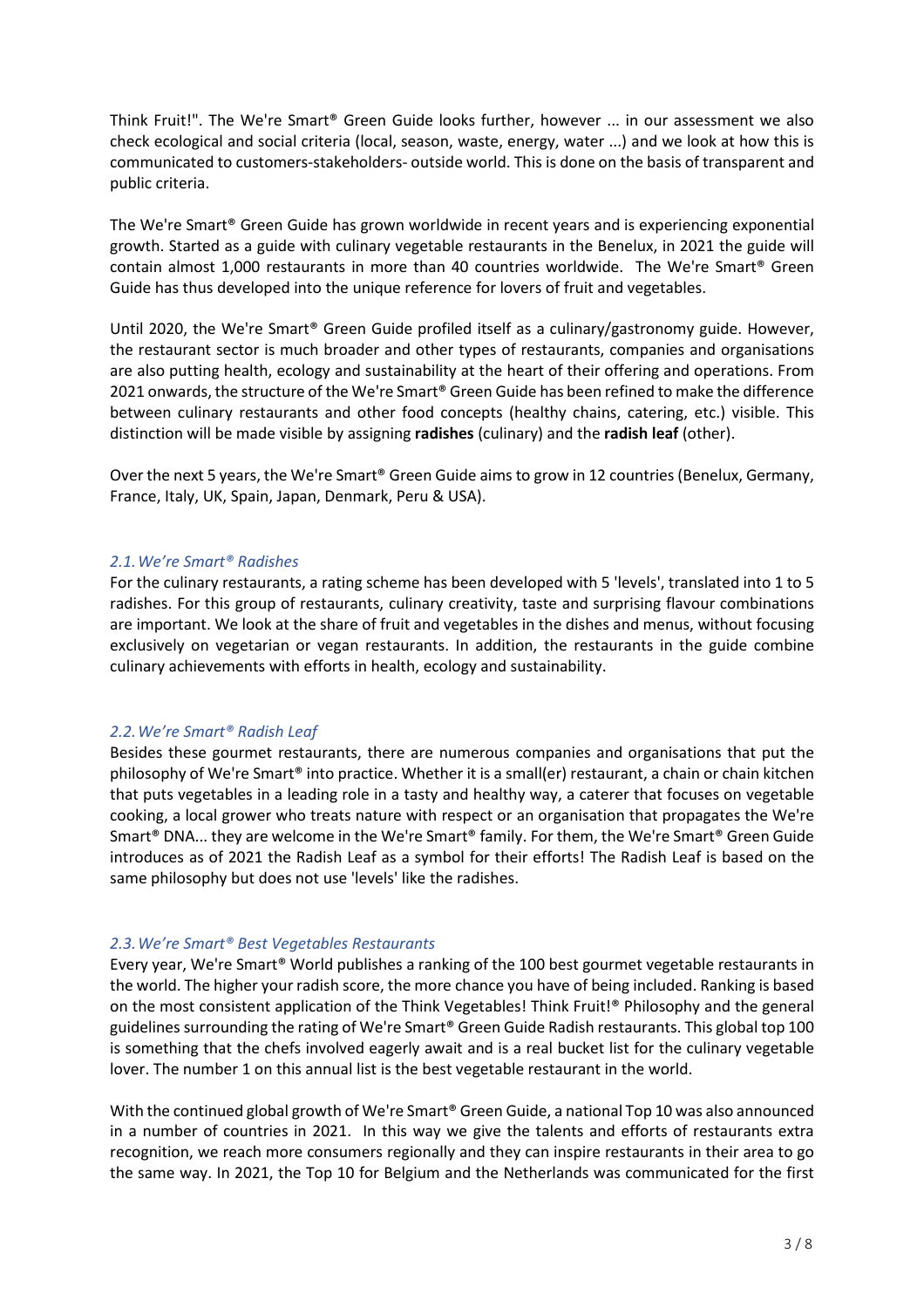Think Fruit!". The We're Smart® Green Guide looks further, however ... in our assessment we also check ecological and social criteria (local, season, waste, energy, water ...) and we look at how this is communicated to customers-stakeholders- outside world. This is done on the basis of transparent and public criteria.

The We're Smart® Green Guide has grown worldwide in recent years and is experiencing exponential growth. Started as a guide with culinary vegetable restaurants in the Benelux, in 2021 the guide will contain almost 1,000 restaurants in more than 40 countries worldwide. The We're Smart® Green Guide has thus developed into the unique reference for lovers of fruit and vegetables.

Until 2020, the We're Smart® Green Guide profiled itself as a culinary/gastronomy guide. However, the restaurant sector is much broader and other types of restaurants, companies and organisations are also putting health, ecology and sustainability at the heart of their offering and operations. From 2021 onwards, the structure of the We're Smart® Green Guide has been refined to make the difference between culinary restaurants and other food concepts (healthy chains, catering, etc.) visible. This distinction will be made visible by assigning **radishes** (culinary) and the **radish leaf** (other).

Over the next 5 years, the We're Smart® Green Guide aims to grow in 12 countries (Benelux, Germany, France, Italy, UK, Spain, Japan, Denmark, Peru & USA).

### *2.1. We're Smart® Radishes*

For the culinary restaurants, a rating scheme has been developed with 5 'levels', translated into 1 to 5 radishes. For this group of restaurants, culinary creativity, taste and surprising flavour combinations are important. We look at the share of fruit and vegetables in the dishes and menus, without focusing exclusively on vegetarian or vegan restaurants. In addition, the restaurants in the guide combine culinary achievements with efforts in health, ecology and sustainability.

### *2.2. We're Smart® Radish Leaf*

Besides these gourmet restaurants, there are numerous companies and organisations that put the philosophy of We're Smart® into practice. Whether it is a small(er) restaurant, a chain or chain kitchen that puts vegetables in a leading role in a tasty and healthy way, a caterer that focuses on vegetable cooking, a local grower who treats nature with respect or an organisation that propagates the We're Smart® DNA... they are welcome in the We're Smart® family. For them, the We're Smart® Green Guide introduces as of 2021 the Radish Leaf as a symbol for their efforts! The Radish Leaf is based on the same philosophy but does not use 'levels' like the radishes.

### *2.3. We're Smart® Best Vegetables Restaurants*

Every year, We're Smart® World publishes a ranking of the 100 best gourmet vegetable restaurants in the world. The higher your radish score, the more chance you have of being included. Ranking is based on the most consistent application of the Think Vegetables! Think Fruit!® Philosophy and the general guidelines surrounding the rating of We're Smart® Green Guide Radish restaurants. This global top 100 is something that the chefs involved eagerly await and is a real bucket list for the culinary vegetable lover. The number 1 on this annual list is the best vegetable restaurant in the world.

With the continued global growth of We're Smart® Green Guide, a national Top 10 was also announced in a number of countries in 2021. In this way we give the talents and efforts of restaurants extra recognition, we reach more consumers regionally and they can inspire restaurants in their area to go the same way. In 2021, the Top 10 for Belgium and the Netherlands was communicated for the first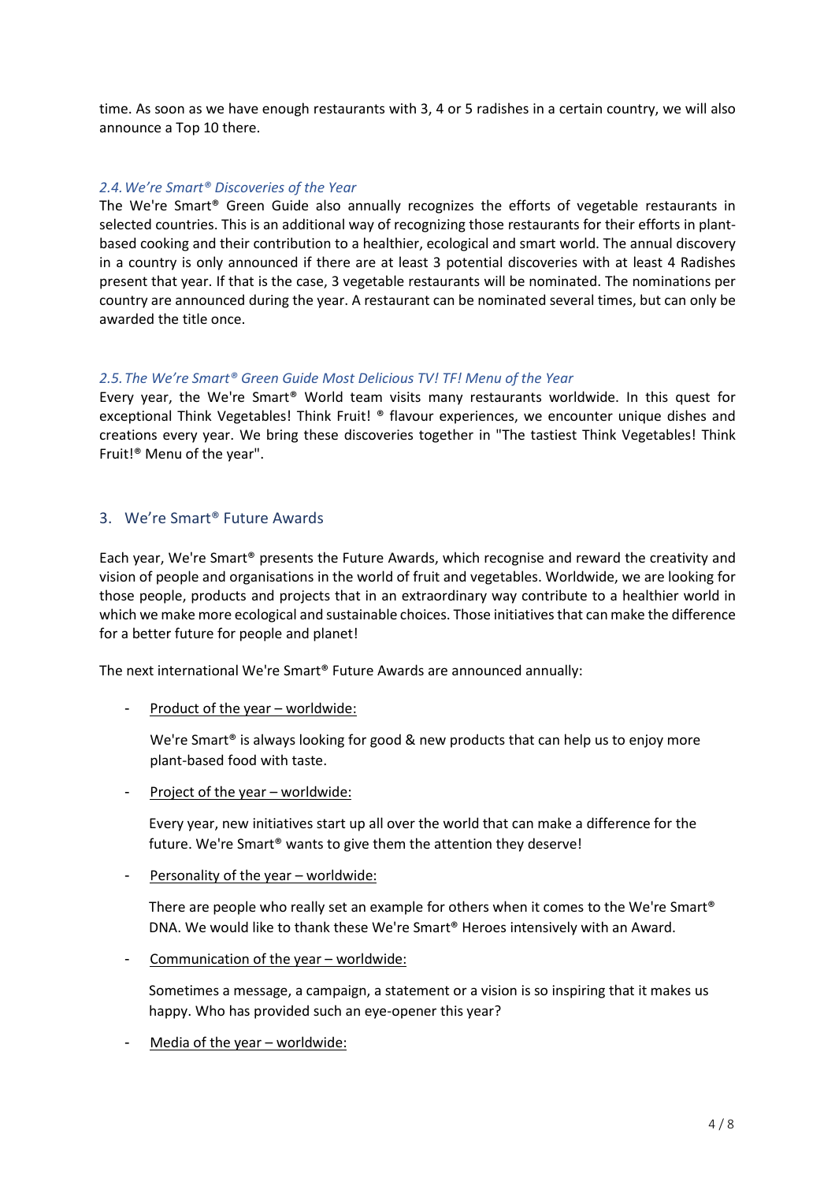time. As soon as we have enough restaurants with 3, 4 or 5 radishes in a certain country, we will also announce a Top 10 there.

### *2.4. We're Smart® Discoveries of the Year*

The We're Smart® Green Guide also annually recognizes the efforts of vegetable restaurants in selected countries. This is an additional way of recognizing those restaurants for their efforts in plant-based cooking and their contribution to a healthier, ecological and smart world. The annual discovery in a country is only announced if there are at least 3 potential discoveries with at least 4 Radishes present that year. If that is the case, 3 vegetable restaurants will be nominated. The nominations per country are announced during the year. A restaurant can be nominated several times, but can only be awarded the title once.

### *2.5. The We're Smart® Green Guide Most Delicious TV! TF! Menu of the Year*

Every year, the We're Smart® World team visits many restaurants worldwide. In this quest for exceptional Think Vegetables! Think Fruit! ® flavour experiences, we encounter unique dishes and creations every year. We bring these discoveries together in "The tastiest Think Vegetables! Think Fruit!® Menu of the year".

## 3. We're Smart® Future Awards

Each year, We're Smart® presents the Future Awards, which recognise and reward the creativity and vision of people and organisations in the world of fruit and vegetables. Worldwide, we are looking for those people, products and projects that in an extraordinary way contribute to a healthier world in which we make more ecological and sustainable choices. Those initiatives that can make the difference for a better future for people and planet!

The next international We're Smart® Future Awards are announced annually:

- Product of the year – worldwide:

  We're Smart® is always looking for good & new products that can help us to enjoy more plant-based food with taste.

- Project of the year – worldwide:

  Every year, new initiatives start up all over the world that can make a difference for the future. We're Smart® wants to give them the attention they deserve!

- Personality of the year – worldwide:

  There are people who really set an example for others when it comes to the We're Smart® DNA. We would like to thank these We're Smart® Heroes intensively with an Award.

- Communication of the year – worldwide:

  Sometimes a message, a campaign, a statement or a vision is so inspiring that it makes us happy. Who has provided such an eye-opener this year?

- Media of the year – worldwide: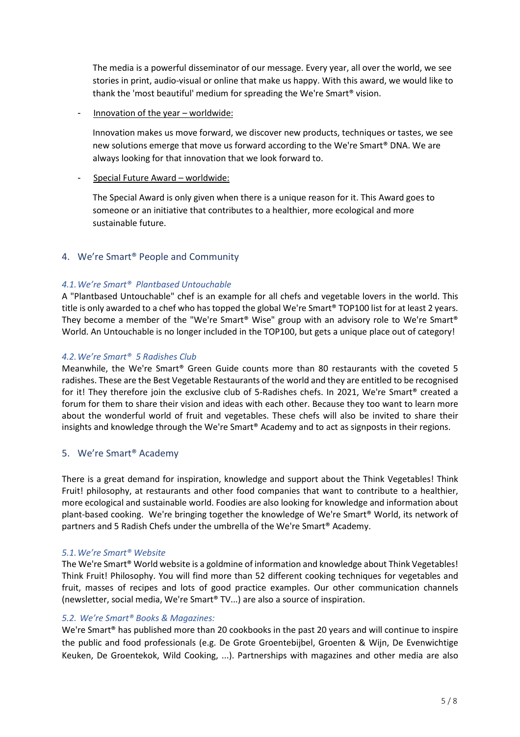The media is a powerful disseminator of our message. Every year, all over the world, we see stories in print, audio-visual or online that make us happy. With this award, we would like to thank the 'most beautiful' medium for spreading the We're Smart® vision.

- Innovation of the year – worldwide:

  Innovation makes us move forward, we discover new products, techniques or tastes, we see new solutions emerge that move us forward according to the We're Smart® DNA. We are always looking for that innovation that we look forward to.

- Special Future Award – worldwide:

  The Special Award is only given when there is a unique reason for it. This Award goes to someone or an initiative that contributes to a healthier, more ecological and more sustainable future.

## 4. We're Smart® People and Community

### *4.1. We're Smart® Plantbased Untouchable*

A "Plantbased Untouchable" chef is an example for all chefs and vegetable lovers in the world. This title is only awarded to a chef who has topped the global We're Smart® TOP100 list for at least 2 years. They become a member of the "We're Smart® Wise" group with an advisory role to We're Smart® World. An Untouchable is no longer included in the TOP100, but gets a unique place out of category!

### *4.2. We're Smart® 5 Radishes Club*

Meanwhile, the We're Smart® Green Guide counts more than 80 restaurants with the coveted 5 radishes. These are the Best Vegetable Restaurants of the world and they are entitled to be recognised for it! They therefore join the exclusive club of 5-Radishes chefs. In 2021, We're Smart® created a forum for them to share their vision and ideas with each other. Because they too want to learn more about the wonderful world of fruit and vegetables. These chefs will also be invited to share their insights and knowledge through the We're Smart® Academy and to act as signposts in their regions.

## 5. We're Smart® Academy

There is a great demand for inspiration, knowledge and support about the Think Vegetables! Think Fruit! philosophy, at restaurants and other food companies that want to contribute to a healthier, more ecological and sustainable world. Foodies are also looking for knowledge and information about plant-based cooking. We're bringing together the knowledge of We're Smart® World, its network of partners and 5 Radish Chefs under the umbrella of the We're Smart® Academy.

### *5.1. We're Smart® Website*

The We're Smart® World website is a goldmine of information and knowledge about Think Vegetables! Think Fruit! Philosophy. You will find more than 52 different cooking techniques for vegetables and fruit, masses of recipes and lots of good practice examples. Our other communication channels (newsletter, social media, We're Smart® TV...) are also a source of inspiration.

### *5.2. We're Smart® Books & Magazines:*

We're Smart® has published more than 20 cookbooks in the past 20 years and will continue to inspire the public and food professionals (e.g. De Grote Groentebijbel, Groenten & Wijn, De Evenwichtige Keuken, De Groentekok, Wild Cooking, ...). Partnerships with magazines and other media are also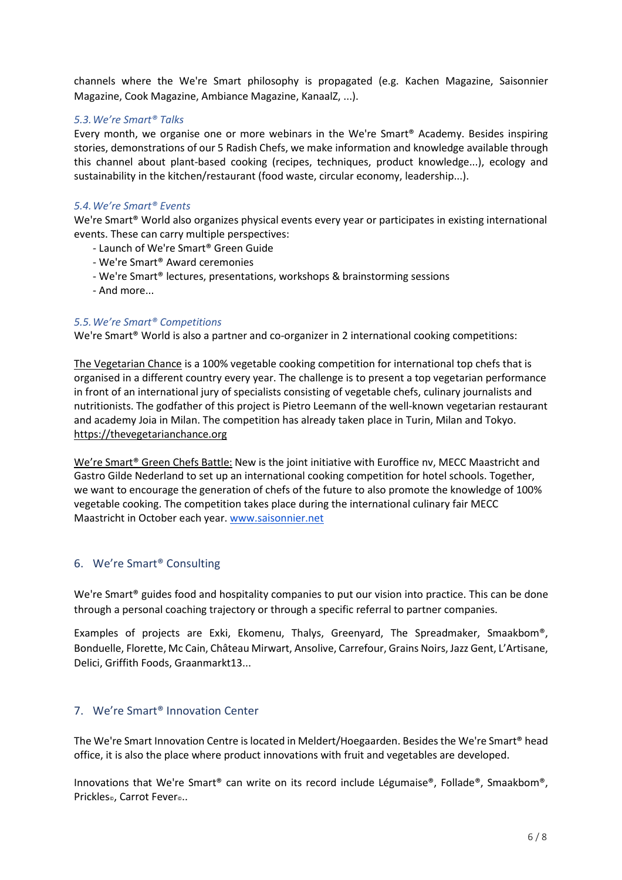channels where the We're Smart philosophy is propagated (e.g. Kachen Magazine, Saisonnier Magazine, Cook Magazine, Ambiance Magazine, KanaalZ, ...).

### *5.3. We're Smart® Talks*

Every month, we organise one or more webinars in the We're Smart® Academy. Besides inspiring stories, demonstrations of our 5 Radish Chefs, we make information and knowledge available through this channel about plant-based cooking (recipes, techniques, product knowledge...), ecology and sustainability in the kitchen/restaurant (food waste, circular economy, leadership...).

### *5.4. We're Smart® Events*

We're Smart® World also organizes physical events every year or participates in existing international events. These can carry multiple perspectives:

- Launch of We're Smart® Green Guide
- We're Smart® Award ceremonies
- We're Smart® lectures, presentations, workshops & brainstorming sessions
- And more...

### *5.5. We're Smart® Competitions*

We're Smart® World is also a partner and co-organizer in 2 international cooking competitions:

The Vegetarian Chance is a 100% vegetable cooking competition for international top chefs that is organised in a different country every year. The challenge is to present a top vegetarian performance in front of an international jury of specialists consisting of vegetable chefs, culinary journalists and nutritionists. The godfather of this project is Pietro Leemann of the well-known vegetarian restaurant and academy Joia in Milan. The competition has already taken place in Turin, Milan and Tokyo. https://thevegetarianchance.org

We're Smart® Green Chefs Battle: New is the joint initiative with Euroffice nv, MECC Maastricht and Gastro Gilde Nederland to set up an international cooking competition for hotel schools. Together, we want to encourage the generation of chefs of the future to also promote the knowledge of 100% vegetable cooking. The competition takes place during the international culinary fair MECC Maastricht in October each year. [www.saisonnier.net](www.saisonnier.net)

## 6. We're Smart® Consulting

We're Smart® guides food and hospitality companies to put our vision into practice. This can be done through a personal coaching trajectory or through a specific referral to partner companies.

Examples of projects are Exki, Ekomenu, Thalys, Greenyard, The Spreadmaker, Smaakbom®, Bonduelle, Florette, Mc Cain, Château Mirwart, Ansolive, Carrefour, Grains Noirs, Jazz Gent, L'Artisane, Delici, Griffith Foods, Graanmarkt13...

## 7. We're Smart® Innovation Center

The We're Smart Innovation Centre is located in Meldert/Hoegaarden. Besides the We're Smart® head office, it is also the place where product innovations with fruit and vegetables are developed.

Innovations that We're Smart® can write on its record include Légumaise®, Follade®, Smaakbom®, Prickles©, Carrot Fever©..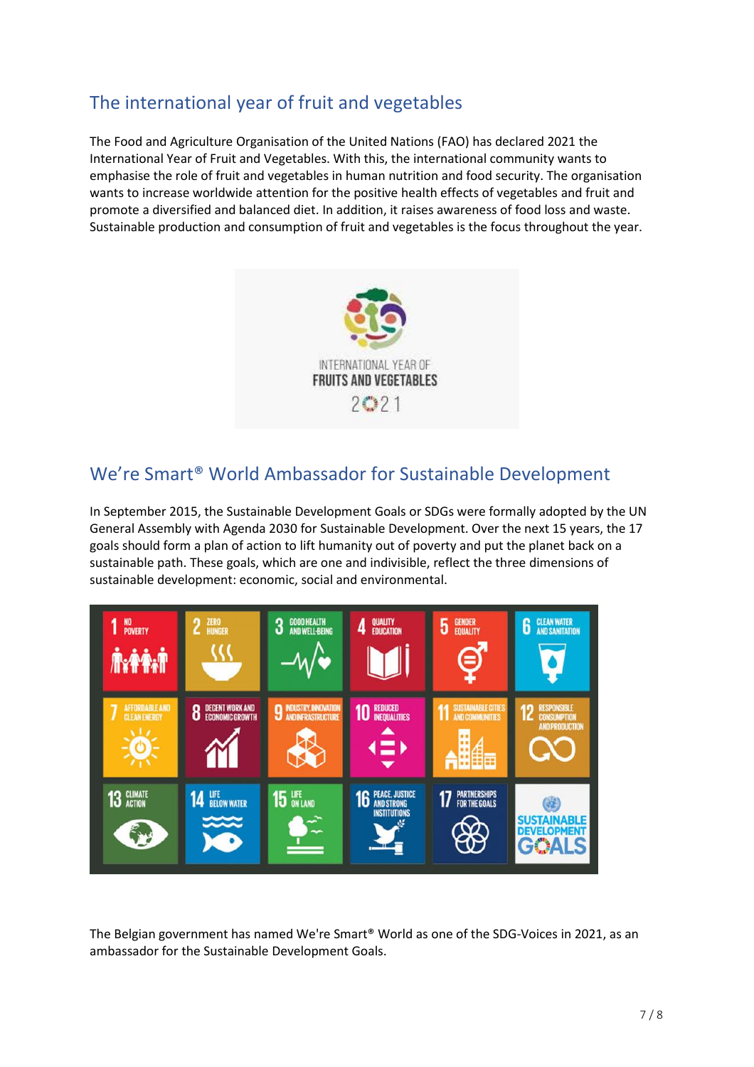## The international year of fruit and vegetables

The Food and Agriculture Organisation of the United Nations (FAO) has declared 2021 the International Year of Fruit and Vegetables. With this, the international community wants to emphasise the role of fruit and vegetables in human nutrition and food security. The organisation wants to increase worldwide attention for the positive health effects of vegetables and fruit and promote a diversified and balanced diet. In addition, it raises awareness of food loss and waste. Sustainable production and consumption of fruit and vegetables is the focus throughout the year.

## We're Smart® World Ambassador for Sustainable Development

In September 2015, the Sustainable Development Goals or SDGs were formally adopted by the UN General Assembly with Agenda 2030 for Sustainable Development. Over the next 15 years, the 17 goals should form a plan of action to lift humanity out of poverty and put the planet back on a sustainable path. These goals, which are one and indivisible, reflect the three dimensions of sustainable development: economic, social and environmental.

The Belgian government has named We're Smart® World as one of the SDG-Voices in 2021, as an ambassador for the Sustainable Development Goals.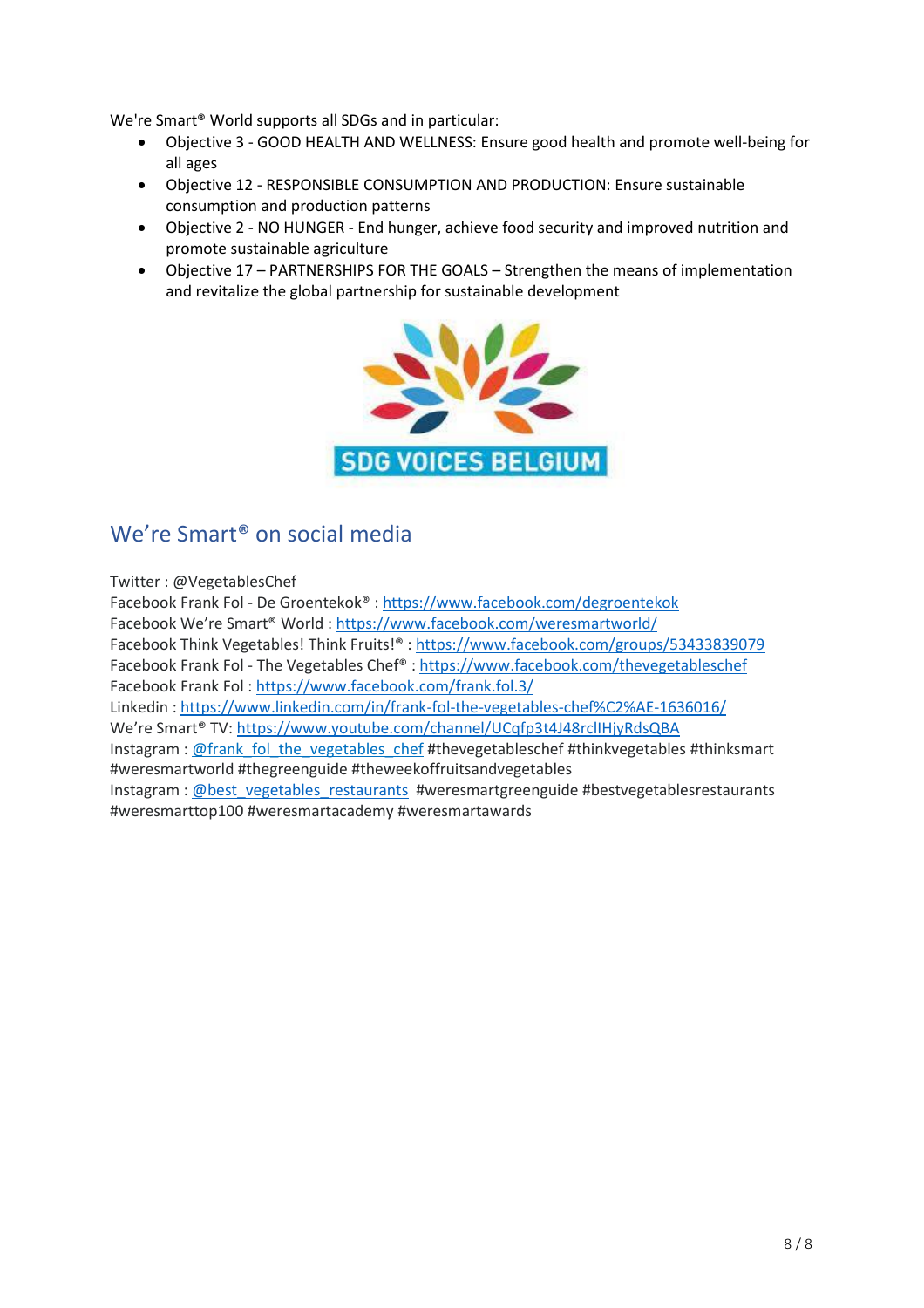We're Smart® World supports all SDGs and in particular:

- Objective 3 - GOOD HEALTH AND WELLNESS: Ensure good health and promote well-being for all ages
- Objective 12 - RESPONSIBLE CONSUMPTION AND PRODUCTION: Ensure sustainable consumption and production patterns
- Objective 2 - NO HUNGER - End hunger, achieve food security and improved nutrition and promote sustainable agriculture
- Objective 17 – PARTNERSHIPS FOR THE GOALS – Strengthen the means of implementation and revitalize the global partnership for sustainable development

SDG VOICES BELGIUM

## We're Smart® on social media

Twitter : @VegetablesChef
Facebook Frank Fol - De Groentekok® : https://www.facebook.com/degroentekok
Facebook We're Smart® World : https://www.facebook.com/weresmartworld/
Facebook Think Vegetables! Think Fruits!® : https://www.facebook.com/groups/53433839079
Facebook Frank Fol - The Vegetables Chef® : https://www.facebook.com/thevegetableschef
Facebook Frank Fol : https://www.facebook.com/frank.fol.3/
Linkedin : https://www.linkedin.com/in/frank-fol-the-vegetables-chef%C2%AE-1636016/
We're Smart® TV: https://www.youtube.com/channel/UCqfp3t4J48rcllHjyRdsQBA
Instagram : @frank_fol_the_vegetables_chef #thevegetableschef #thinkvegetables #thinksmart #weresmartworld #thegreenguide #theweekoffruitsandvegetables
Instagram : @best_vegetables_restaurants #weresmartgreenguide #bestvegetablesrestaurants #weresmarttop100 #weresmartacademy #weresmartawards